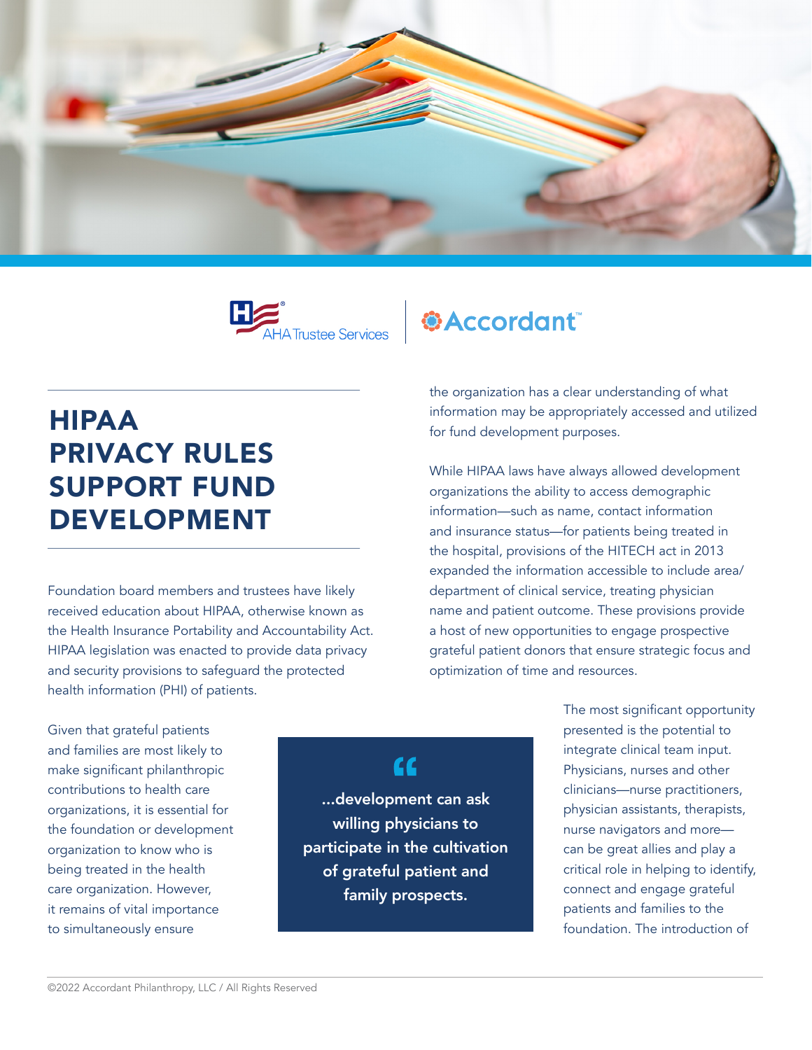AHA Trustee Services | Accordant

# HIPAA PRIVACY RULES SUPPORT FUND DEVELOPMENT

Foundation board members and trustees have likely received education about HIPAA, otherwise known as the Health Insurance Portability and Accountability Act. HIPAA legislation was enacted to provide data privacy and security provisions to safeguard the protected health information (PHI) of patients.

Given that grateful patients and families are most likely to make significant philanthropic contributions to health care organizations, it is essential for the foundation or development organization to know who is being treated in the health care organization. However, it remains of vital importance to simultaneously ensure the organization has a clear understanding of what information may be appropriately accessed and utilized for fund development purposes.

While HIPAA laws have always allowed development organizations the ability to access demographic information—such as name, contact information and insurance status—for patients being treated in the hospital, provisions of the HITECH act in 2013 expanded the information accessible to include area/department of clinical service, treating physician name and patient outcome. These provisions provide a host of new opportunities to engage prospective grateful patient donors that ensure strategic focus and optimization of time and resources.

> **"...development can ask willing physicians to participate in the cultivation of grateful patient and family prospects.**

The most significant opportunity presented is the potential to integrate clinical team input. Physicians, nurses and other clinicians—nurse practitioners, physician assistants, therapists, nurse navigators and more—can be great allies and play a critical role in helping to identify, connect and engage grateful patients and families to the foundation. The introduction of

©2022 Accordant Philanthropy, LLC / All Rights Reserved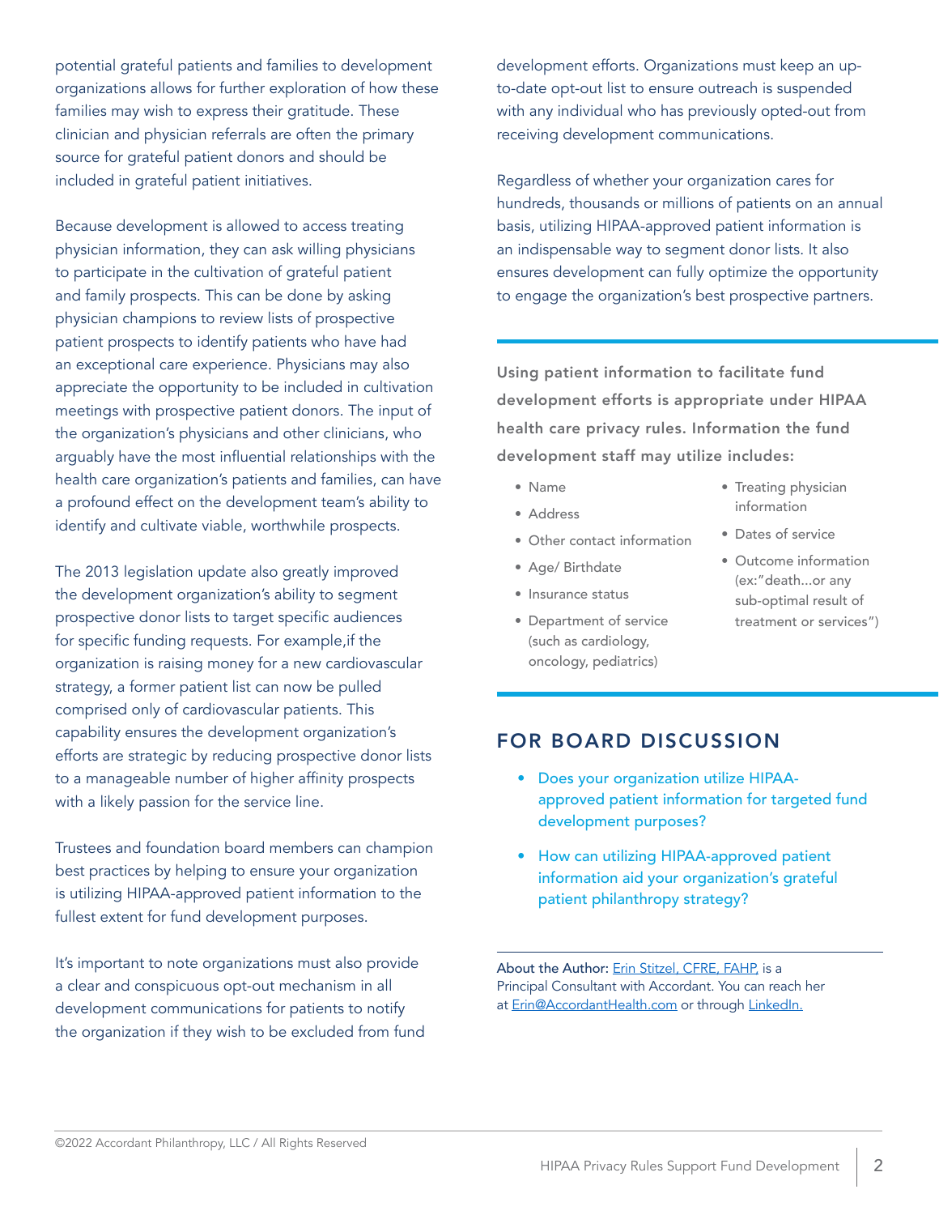potential grateful patients and families to development organizations allows for further exploration of how these families may wish to express their gratitude. These clinician and physician referrals are often the primary source for grateful patient donors and should be included in grateful patient initiatives.

Because development is allowed to access treating physician information, they can ask willing physicians to participate in the cultivation of grateful patient and family prospects. This can be done by asking physician champions to review lists of prospective patient prospects to identify patients who have had an exceptional care experience. Physicians may also appreciate the opportunity to be included in cultivation meetings with prospective patient donors. The input of the organization's physicians and other clinicians, who arguably have the most influential relationships with the health care organization's patients and families, can have a profound effect on the development team's ability to identify and cultivate viable, worthwhile prospects.

The 2013 legislation update also greatly improved the development organization's ability to segment prospective donor lists to target specific audiences for specific funding requests. For example,if the organization is raising money for a new cardiovascular strategy, a former patient list can now be pulled comprised only of cardiovascular patients. This capability ensures the development organization's efforts are strategic by reducing prospective donor lists to a manageable number of higher affinity prospects with a likely passion for the service line.

Trustees and foundation board members can champion best practices by helping to ensure your organization is utilizing HIPAA-approved patient information to the fullest extent for fund development purposes.

It's important to note organizations must also provide a clear and conspicuous opt-out mechanism in all development communications for patients to notify the organization if they wish to be excluded from fund development efforts. Organizations must keep an up-to-date opt-out list to ensure outreach is suspended with any individual who has previously opted-out from receiving development communications.

Regardless of whether your organization cares for hundreds, thousands or millions of patients on an annual basis, utilizing HIPAA-approved patient information is an indispensable way to segment donor lists. It also ensures development can fully optimize the opportunity to engage the organization's best prospective partners.

---

**Using patient information to facilitate fund development efforts is appropriate under HIPAA health care privacy rules. Information the fund development staff may utilize includes:**

- Name
- Address
- Other contact information
- Age/ Birthdate
- Insurance status
- Department of service (such as cardiology, oncology, pediatrics)
- Treating physician information
- Dates of service
- Outcome information (ex:"death...or any sub-optimal result of treatment or services")

---

## FOR BOARD DISCUSSION

- Does your organization utilize HIPAA-approved patient information for targeted fund development purposes?
- How can utilizing HIPAA-approved patient information aid your organization's grateful patient philanthropy strategy?

---

About the Author: Erin Stitzel, CFRE, FAHP, is a Principal Consultant with Accordant. You can reach her at Erin@AccordantHealth.com or through LinkedIn.

©2022 Accordant Philanthropy, LLC / All Rights Reserved